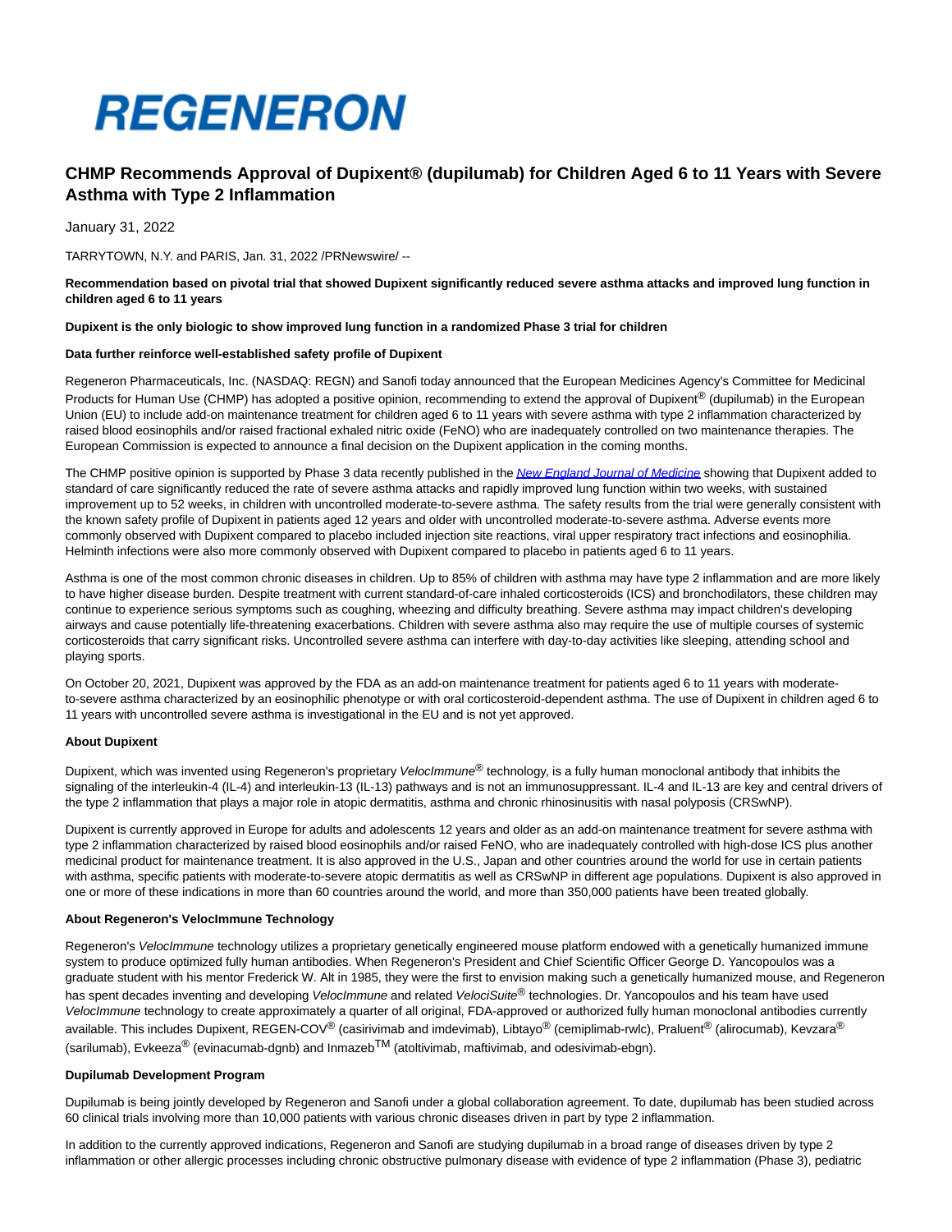# REGENERON

## CHMP Recommends Approval of Dupixent® (dupilumab) for Children Aged 6 to 11 Years with Severe Asthma with Type 2 Inflammation

January 31, 2022

TARRYTOWN, N.Y. and PARIS, Jan. 31, 2022 /PRNewswire/ --

**Recommendation based on pivotal trial that showed Dupixent significantly reduced severe asthma attacks and improved lung function in children aged 6 to 11 years**

**Dupixent is the only biologic to show improved lung function in a randomized Phase 3 trial for children**

**Data further reinforce well-established safety profile of Dupixent**

Regeneron Pharmaceuticals, Inc. (NASDAQ: REGN) and Sanofi today announced that the European Medicines Agency's Committee for Medicinal Products for Human Use (CHMP) has adopted a positive opinion, recommending to extend the approval of Dupixent® (dupilumab) in the European Union (EU) to include add-on maintenance treatment for children aged 6 to 11 years with severe asthma with type 2 inflammation characterized by raised blood eosinophils and/or raised fractional exhaled nitric oxide (FeNO) who are inadequately controlled on two maintenance therapies. The European Commission is expected to announce a final decision on the Dupixent application in the coming months.

The CHMP positive opinion is supported by Phase 3 data recently published in the *New England Journal of Medicine* showing that Dupixent added to standard of care significantly reduced the rate of severe asthma attacks and rapidly improved lung function within two weeks, with sustained improvement up to 52 weeks, in children with uncontrolled moderate-to-severe asthma. The safety results from the trial were generally consistent with the known safety profile of Dupixent in patients aged 12 years and older with uncontrolled moderate-to-severe asthma. Adverse events more commonly observed with Dupixent compared to placebo included injection site reactions, viral upper respiratory tract infections and eosinophilia. Helminth infections were also more commonly observed with Dupixent compared to placebo in patients aged 6 to 11 years.

Asthma is one of the most common chronic diseases in children. Up to 85% of children with asthma may have type 2 inflammation and are more likely to have higher disease burden. Despite treatment with current standard-of-care inhaled corticosteroids (ICS) and bronchodilators, these children may continue to experience serious symptoms such as coughing, wheezing and difficulty breathing. Severe asthma may impact children's developing airways and cause potentially life-threatening exacerbations. Children with severe asthma also may require the use of multiple courses of systemic corticosteroids that carry significant risks. Uncontrolled severe asthma can interfere with day-to-day activities like sleeping, attending school and playing sports.

On October 20, 2021, Dupixent was approved by the FDA as an add-on maintenance treatment for patients aged 6 to 11 years with moderate-to-severe asthma characterized by an eosinophilic phenotype or with oral corticosteroid-dependent asthma. The use of Dupixent in children aged 6 to 11 years with uncontrolled severe asthma is investigational in the EU and is not yet approved.

**About Dupixent**

Dupixent, which was invented using Regeneron's proprietary *VelocImmune*® technology, is a fully human monoclonal antibody that inhibits the signaling of the interleukin-4 (IL-4) and interleukin-13 (IL-13) pathways and is not an immunosuppressant. IL-4 and IL-13 are key and central drivers of the type 2 inflammation that plays a major role in atopic dermatitis, asthma and chronic rhinosinusitis with nasal polyposis (CRSwNP).

Dupixent is currently approved in Europe for adults and adolescents 12 years and older as an add-on maintenance treatment for severe asthma with type 2 inflammation characterized by raised blood eosinophils and/or raised FeNO, who are inadequately controlled with high-dose ICS plus another medicinal product for maintenance treatment. It is also approved in the U.S., Japan and other countries around the world for use in certain patients with asthma, specific patients with moderate-to-severe atopic dermatitis as well as CRSwNP in different age populations. Dupixent is also approved in one or more of these indications in more than 60 countries around the world, and more than 350,000 patients have been treated globally.

**About Regeneron's VelocImmune Technology**

Regeneron's *VelocImmune* technology utilizes a proprietary genetically engineered mouse platform endowed with a genetically humanized immune system to produce optimized fully human antibodies. When Regeneron's President and Chief Scientific Officer George D. Yancopoulos was a graduate student with his mentor Frederick W. Alt in 1985, they were the first to envision making such a genetically humanized mouse, and Regeneron has spent decades inventing and developing *VelocImmune* and related *VelociSuite*® technologies. Dr. Yancopoulos and his team have used *VelocImmune* technology to create approximately a quarter of all original, FDA-approved or authorized fully human monoclonal antibodies currently available. This includes Dupixent, REGEN-COV® (casirivimab and imdevimab), Libtayo® (cemiplimab-rwlc), Praluent® (alirocumab), Kevzara® (sarilumab), Evkeeza® (evinacumab-dgnb) and Inmazeb™ (atoltivimab, maftivimab, and odesivimab-ebgn).

**Dupilumab Development Program**

Dupilumab is being jointly developed by Regeneron and Sanofi under a global collaboration agreement. To date, dupilumab has been studied across 60 clinical trials involving more than 10,000 patients with various chronic diseases driven in part by type 2 inflammation.

In addition to the currently approved indications, Regeneron and Sanofi are studying dupilumab in a broad range of diseases driven by type 2 inflammation or other allergic processes including chronic obstructive pulmonary disease with evidence of type 2 inflammation (Phase 3), pediatric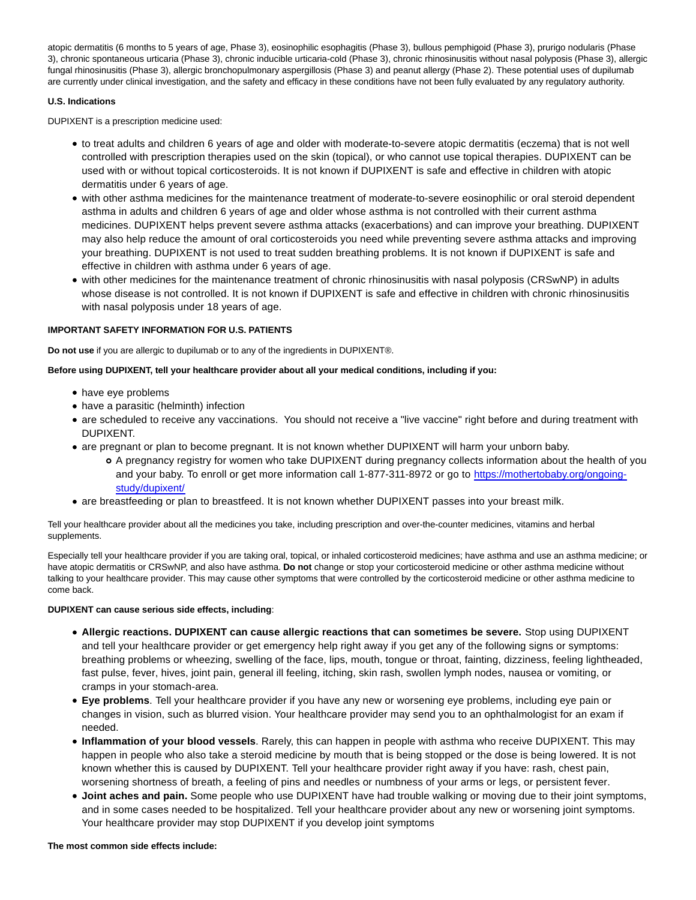atopic dermatitis (6 months to 5 years of age, Phase 3), eosinophilic esophagitis (Phase 3), bullous pemphigoid (Phase 3), prurigo nodularis (Phase 3), chronic spontaneous urticaria (Phase 3), chronic inducible urticaria-cold (Phase 3), chronic rhinosinusitis without nasal polyposis (Phase 3), allergic fungal rhinosinusitis (Phase 3), allergic bronchopulmonary aspergillosis (Phase 3) and peanut allergy (Phase 2). These potential uses of dupilumab are currently under clinical investigation, and the safety and efficacy in these conditions have not been fully evaluated by any regulatory authority.

**U.S. Indications**

DUPIXENT is a prescription medicine used:

- to treat adults and children 6 years of age and older with moderate-to-severe atopic dermatitis (eczema) that is not well controlled with prescription therapies used on the skin (topical), or who cannot use topical therapies. DUPIXENT can be used with or without topical corticosteroids. It is not known if DUPIXENT is safe and effective in children with atopic dermatitis under 6 years of age.
- with other asthma medicines for the maintenance treatment of moderate-to-severe eosinophilic or oral steroid dependent asthma in adults and children 6 years of age and older whose asthma is not controlled with their current asthma medicines. DUPIXENT helps prevent severe asthma attacks (exacerbations) and can improve your breathing. DUPIXENT may also help reduce the amount of oral corticosteroids you need while preventing severe asthma attacks and improving your breathing. DUPIXENT is not used to treat sudden breathing problems. It is not known if DUPIXENT is safe and effective in children with asthma under 6 years of age.
- with other medicines for the maintenance treatment of chronic rhinosinusitis with nasal polyposis (CRSwNP) in adults whose disease is not controlled. It is not known if DUPIXENT is safe and effective in children with chronic rhinosinusitis with nasal polyposis under 18 years of age.

**IMPORTANT SAFETY INFORMATION FOR U.S. PATIENTS**

**Do not use** if you are allergic to dupilumab or to any of the ingredients in DUPIXENT®.

**Before using DUPIXENT, tell your healthcare provider about all your medical conditions, including if you:**

- have eye problems
- have a parasitic (helminth) infection
- are scheduled to receive any vaccinations. You should not receive a "live vaccine" right before and during treatment with DUPIXENT.
- are pregnant or plan to become pregnant. It is not known whether DUPIXENT will harm your unborn baby.
  - A pregnancy registry for women who take DUPIXENT during pregnancy collects information about the health of you and your baby. To enroll or get more information call 1-877-311-8972 or go to [https://mothertobaby.org/ongoing-study/dupixent/](https://mothertobaby.org/ongoing-study/dupixent/)
- are breastfeeding or plan to breastfeed. It is not known whether DUPIXENT passes into your breast milk.

Tell your healthcare provider about all the medicines you take, including prescription and over-the-counter medicines, vitamins and herbal supplements.

Especially tell your healthcare provider if you are taking oral, topical, or inhaled corticosteroid medicines; have asthma and use an asthma medicine; or have atopic dermatitis or CRSwNP, and also have asthma. **Do not** change or stop your corticosteroid medicine or other asthma medicine without talking to your healthcare provider. This may cause other symptoms that were controlled by the corticosteroid medicine or other asthma medicine to come back.

**DUPIXENT can cause serious side effects, including**:

- **Allergic reactions. DUPIXENT can cause allergic reactions that can sometimes be severe.** Stop using DUPIXENT and tell your healthcare provider or get emergency help right away if you get any of the following signs or symptoms: breathing problems or wheezing, swelling of the face, lips, mouth, tongue or throat, fainting, dizziness, feeling lightheaded, fast pulse, fever, hives, joint pain, general ill feeling, itching, skin rash, swollen lymph nodes, nausea or vomiting, or cramps in your stomach-area.
- **Eye problems**. Tell your healthcare provider if you have any new or worsening eye problems, including eye pain or changes in vision, such as blurred vision. Your healthcare provider may send you to an ophthalmologist for an exam if needed.
- **Inflammation of your blood vessels**. Rarely, this can happen in people with asthma who receive DUPIXENT. This may happen in people who also take a steroid medicine by mouth that is being stopped or the dose is being lowered. It is not known whether this is caused by DUPIXENT. Tell your healthcare provider right away if you have: rash, chest pain, worsening shortness of breath, a feeling of pins and needles or numbness of your arms or legs, or persistent fever.
- **Joint aches and pain.** Some people who use DUPIXENT have had trouble walking or moving due to their joint symptoms, and in some cases needed to be hospitalized. Tell your healthcare provider about any new or worsening joint symptoms. Your healthcare provider may stop DUPIXENT if you develop joint symptoms

**The most common side effects include:**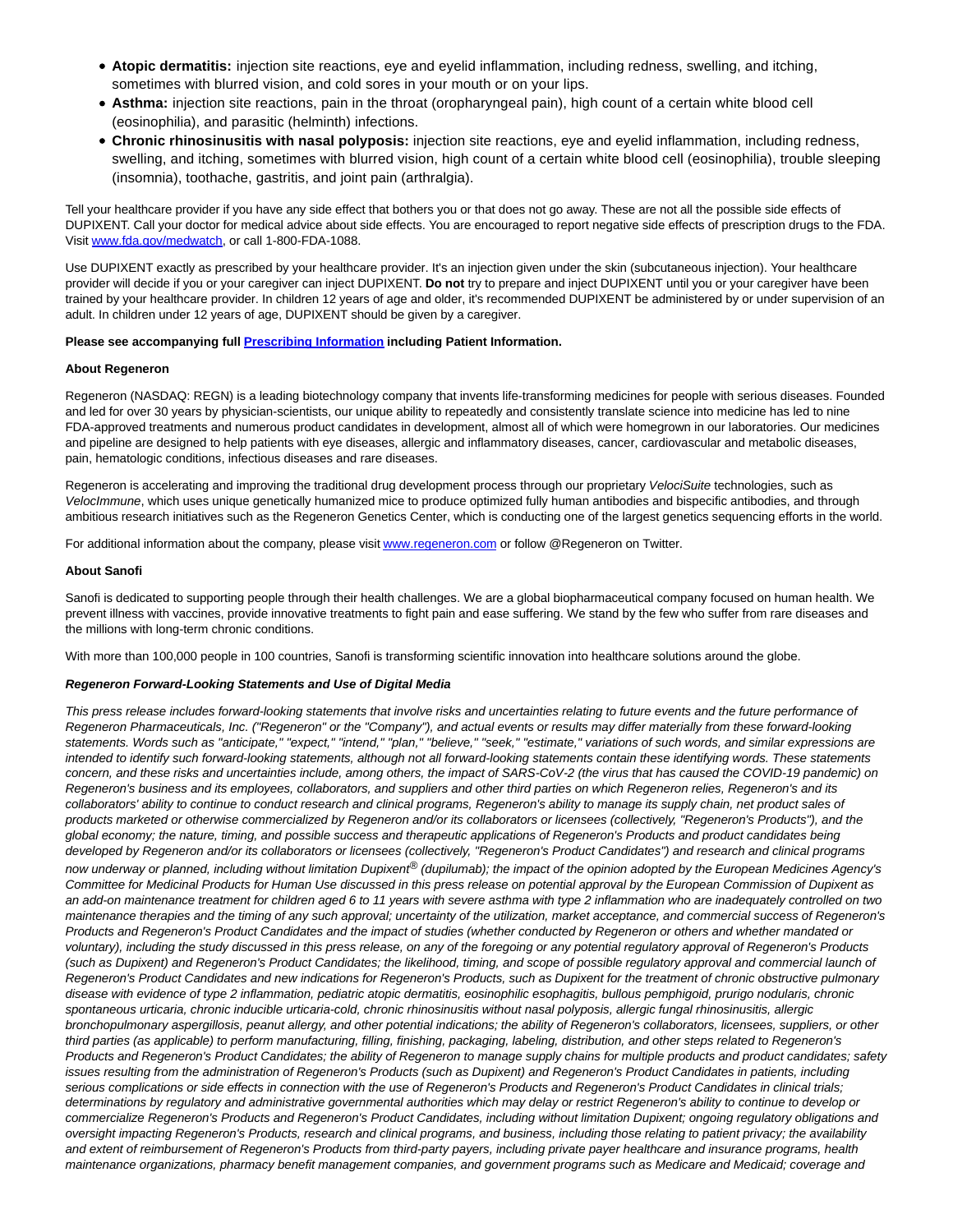- **Atopic dermatitis:** injection site reactions, eye and eyelid inflammation, including redness, swelling, and itching, sometimes with blurred vision, and cold sores in your mouth or on your lips.
- **Asthma:** injection site reactions, pain in the throat (oropharyngeal pain), high count of a certain white blood cell (eosinophilia), and parasitic (helminth) infections.
- **Chronic rhinosinusitis with nasal polyposis:** injection site reactions, eye and eyelid inflammation, including redness, swelling, and itching, sometimes with blurred vision, high count of a certain white blood cell (eosinophilia), trouble sleeping (insomnia), toothache, gastritis, and joint pain (arthralgia).

Tell your healthcare provider if you have any side effect that bothers you or that does not go away. These are not all the possible side effects of DUPIXENT. Call your doctor for medical advice about side effects. You are encouraged to report negative side effects of prescription drugs to the FDA. Visit www.fda.gov/medwatch, or call 1-800-FDA-1088.

Use DUPIXENT exactly as prescribed by your healthcare provider. It's an injection given under the skin (subcutaneous injection). Your healthcare provider will decide if you or your caregiver can inject DUPIXENT. **Do not** try to prepare and inject DUPIXENT until you or your caregiver have been trained by your healthcare provider. In children 12 years of age and older, it's recommended DUPIXENT be administered by or under supervision of an adult. In children under 12 years of age, DUPIXENT should be given by a caregiver.

**Please see accompanying full Prescribing Information including Patient Information.**

**About Regeneron**

Regeneron (NASDAQ: REGN) is a leading biotechnology company that invents life-transforming medicines for people with serious diseases. Founded and led for over 30 years by physician-scientists, our unique ability to repeatedly and consistently translate science into medicine has led to nine FDA-approved treatments and numerous product candidates in development, almost all of which were homegrown in our laboratories. Our medicines and pipeline are designed to help patients with eye diseases, allergic and inflammatory diseases, cancer, cardiovascular and metabolic diseases, pain, hematologic conditions, infectious diseases and rare diseases.

Regeneron is accelerating and improving the traditional drug development process through our proprietary *VelociSuite* technologies, such as *VelocImmune*, which uses unique genetically humanized mice to produce optimized fully human antibodies and bispecific antibodies, and through ambitious research initiatives such as the Regeneron Genetics Center, which is conducting one of the largest genetics sequencing efforts in the world.

For additional information about the company, please visit www.regeneron.com or follow @Regeneron on Twitter.

**About Sanofi**

Sanofi is dedicated to supporting people through their health challenges. We are a global biopharmaceutical company focused on human health. We prevent illness with vaccines, provide innovative treatments to fight pain and ease suffering. We stand by the few who suffer from rare diseases and the millions with long-term chronic conditions.

With more than 100,000 people in 100 countries, Sanofi is transforming scientific innovation into healthcare solutions around the globe.

***Regeneron Forward-Looking Statements and Use of Digital Media***

*This press release includes forward-looking statements that involve risks and uncertainties relating to future events and the future performance of Regeneron Pharmaceuticals, Inc. ("Regeneron" or the "Company"), and actual events or results may differ materially from these forward-looking statements. Words such as "anticipate," "expect," "intend," "plan," "believe," "seek," "estimate," variations of such words, and similar expressions are intended to identify such forward-looking statements, although not all forward-looking statements contain these identifying words. These statements concern, and these risks and uncertainties include, among others, the impact of SARS-CoV-2 (the virus that has caused the COVID-19 pandemic) on Regeneron's business and its employees, collaborators, and suppliers and other third parties on which Regeneron relies, Regeneron's and its collaborators' ability to continue to conduct research and clinical programs, Regeneron's ability to manage its supply chain, net product sales of products marketed or otherwise commercialized by Regeneron and/or its collaborators or licensees (collectively, "Regeneron's Products"), and the global economy; the nature, timing, and possible success and therapeutic applications of Regeneron's Products and product candidates being developed by Regeneron and/or its collaborators or licensees (collectively, "Regeneron's Product Candidates") and research and clinical programs now underway or planned, including without limitation Dupixent® (dupilumab); the impact of the opinion adopted by the European Medicines Agency's Committee for Medicinal Products for Human Use discussed in this press release on potential approval by the European Commission of Dupixent as an add-on maintenance treatment for children aged 6 to 11 years with severe asthma with type 2 inflammation who are inadequately controlled on two maintenance therapies and the timing of any such approval; uncertainty of the utilization, market acceptance, and commercial success of Regeneron's Products and Regeneron's Product Candidates and the impact of studies (whether conducted by Regeneron or others and whether mandated or voluntary), including the study discussed in this press release, on any of the foregoing or any potential regulatory approval of Regeneron's Products (such as Dupixent) and Regeneron's Product Candidates; the likelihood, timing, and scope of possible regulatory approval and commercial launch of Regeneron's Product Candidates and new indications for Regeneron's Products, such as Dupixent for the treatment of chronic obstructive pulmonary disease with evidence of type 2 inflammation, pediatric atopic dermatitis, eosinophilic esophagitis, bullous pemphigoid, prurigo nodularis, chronic spontaneous urticaria, chronic inducible urticaria-cold, chronic rhinosinusitis without nasal polyposis, allergic fungal rhinosinusitis, allergic bronchopulmonary aspergillosis, peanut allergy, and other potential indications; the ability of Regeneron's collaborators, licensees, suppliers, or other third parties (as applicable) to perform manufacturing, filling, finishing, packaging, labeling, distribution, and other steps related to Regeneron's Products and Regeneron's Product Candidates; the ability of Regeneron to manage supply chains for multiple products and product candidates; safety issues resulting from the administration of Regeneron's Products (such as Dupixent) and Regeneron's Product Candidates in patients, including serious complications or side effects in connection with the use of Regeneron's Products and Regeneron's Product Candidates in clinical trials; determinations by regulatory and administrative governmental authorities which may delay or restrict Regeneron's ability to continue to develop or commercialize Regeneron's Products and Regeneron's Product Candidates, including without limitation Dupixent; ongoing regulatory obligations and oversight impacting Regeneron's Products, research and clinical programs, and business, including those relating to patient privacy; the availability and extent of reimbursement of Regeneron's Products from third-party payers, including private payer healthcare and insurance programs, health maintenance organizations, pharmacy benefit management companies, and government programs such as Medicare and Medicaid; coverage and*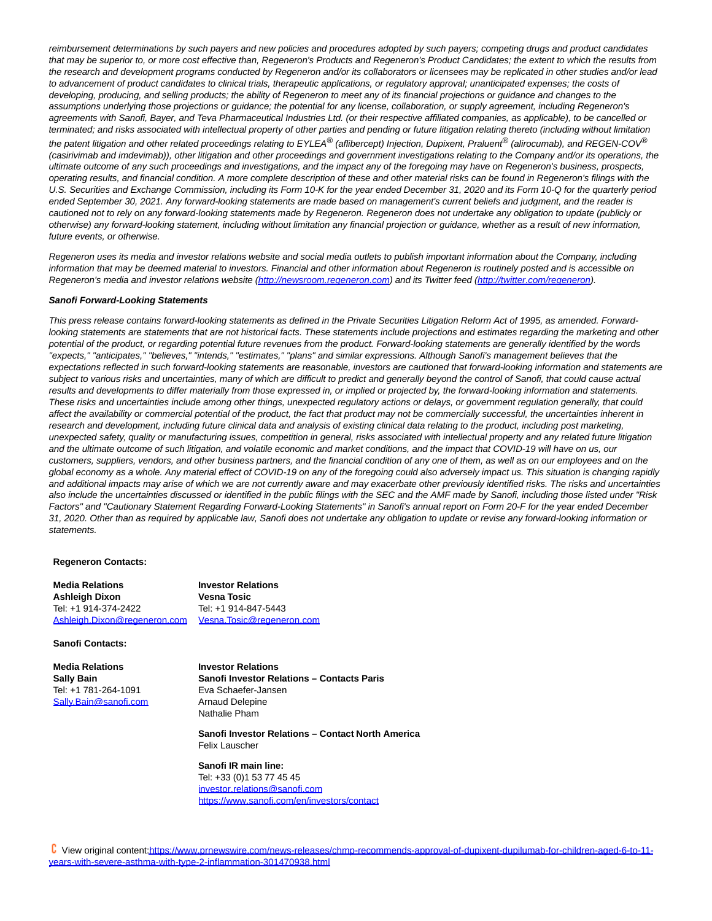*reimbursement determinations by such payers and new policies and procedures adopted by such payers; competing drugs and product candidates that may be superior to, or more cost effective than, Regeneron's Products and Regeneron's Product Candidates; the extent to which the results from the research and development programs conducted by Regeneron and/or its collaborators or licensees may be replicated in other studies and/or lead to advancement of product candidates to clinical trials, therapeutic applications, or regulatory approval; unanticipated expenses; the costs of developing, producing, and selling products; the ability of Regeneron to meet any of its financial projections or guidance and changes to the assumptions underlying those projections or guidance; the potential for any license, collaboration, or supply agreement, including Regeneron's agreements with Sanofi, Bayer, and Teva Pharmaceutical Industries Ltd. (or their respective affiliated companies, as applicable), to be cancelled or terminated; and risks associated with intellectual property of other parties and pending or future litigation relating thereto (including without limitation the patent litigation and other related proceedings relating to EYLEA® (aflibercept) Injection, Dupixent, Praluent® (alirocumab), and REGEN-COV® (casirivimab and imdevimab)), other litigation and other proceedings and government investigations relating to the Company and/or its operations, the ultimate outcome of any such proceedings and investigations, and the impact any of the foregoing may have on Regeneron's business, prospects, operating results, and financial condition. A more complete description of these and other material risks can be found in Regeneron's filings with the U.S. Securities and Exchange Commission, including its Form 10-K for the year ended December 31, 2020 and its Form 10-Q for the quarterly period ended September 30, 2021. Any forward-looking statements are made based on management's current beliefs and judgment, and the reader is cautioned not to rely on any forward-looking statements made by Regeneron. Regeneron does not undertake any obligation to update (publicly or otherwise) any forward-looking statement, including without limitation any financial projection or guidance, whether as a result of new information, future events, or otherwise.*

*Regeneron uses its media and investor relations website and social media outlets to publish important information about the Company, including information that may be deemed material to investors. Financial and other information about Regeneron is routinely posted and is accessible on Regeneron's media and investor relations website ([http://newsroom.regeneron.com](http://newsroom.regeneron.com)) and its Twitter feed ([http://twitter.com/regeneron](http://twitter.com/regeneron)).*

***Sanofi Forward-Looking Statements***

*This press release contains forward-looking statements as defined in the Private Securities Litigation Reform Act of 1995, as amended. Forward-looking statements are statements that are not historical facts. These statements include projections and estimates regarding the marketing and other potential of the product, or regarding potential future revenues from the product. Forward-looking statements are generally identified by the words "expects," "anticipates," "believes," "intends," "estimates," "plans" and similar expressions. Although Sanofi's management believes that the expectations reflected in such forward-looking statements are reasonable, investors are cautioned that forward-looking information and statements are subject to various risks and uncertainties, many of which are difficult to predict and generally beyond the control of Sanofi, that could cause actual results and developments to differ materially from those expressed in, or implied or projected by, the forward-looking information and statements. These risks and uncertainties include among other things, unexpected regulatory actions or delays, or government regulation generally, that could affect the availability or commercial potential of the product, the fact that product may not be commercially successful, the uncertainties inherent in research and development, including future clinical data and analysis of existing clinical data relating to the product, including post marketing, unexpected safety, quality or manufacturing issues, competition in general, risks associated with intellectual property and any related future litigation and the ultimate outcome of such litigation, and volatile economic and market conditions, and the impact that COVID-19 will have on us, our customers, suppliers, vendors, and other business partners, and the financial condition of any one of them, as well as on our employees and on the global economy as a whole. Any material effect of COVID-19 on any of the foregoing could also adversely impact us. This situation is changing rapidly and additional impacts may arise of which we are not currently aware and may exacerbate other previously identified risks. The risks and uncertainties also include the uncertainties discussed or identified in the public filings with the SEC and the AMF made by Sanofi, including those listed under "Risk Factors" and "Cautionary Statement Regarding Forward-Looking Statements" in Sanofi's annual report on Form 20-F for the year ended December 31, 2020. Other than as required by applicable law, Sanofi does not undertake any obligation to update or revise any forward-looking information or statements.*

**Regeneron Contacts:**

**Media Relations**
**Ashleigh Dixon**
Tel: +1 914-374-2422
[Ashleigh.Dixon@regeneron.com](mailto:Ashleigh.Dixon@regeneron.com)

**Investor Relations**
**Vesna Tosic**
Tel: +1 914-847-5443
[Vesna.Tosic@regeneron.com](mailto:Vesna.Tosic@regeneron.com)

**Sanofi Contacts:**

**Media Relations**
**Sally Bain**
Tel: +1 781-264-1091
[Sally.Bain@sanofi.com](mailto:Sally.Bain@sanofi.com)

**Investor Relations**
**Sanofi Investor Relations – Contacts Paris**
Eva Schaefer-Jansen
Arnaud Delepine
Nathalie Pham

**Sanofi Investor Relations – Contact North America**
Felix Lauscher

**Sanofi IR main line:**
Tel: +33 (0)1 53 77 45 45
[investor.relations@sanofi.com](mailto:investor.relations@sanofi.com)
[https://www.sanofi.com/en/investors/contact](https://www.sanofi.com/en/investors/contact)

View original content:[https://www.prnewswire.com/news-releases/chmp-recommends-approval-of-dupixent-dupilumab-for-children-aged-6-to-11-years-with-severe-asthma-with-type-2-inflammation-301470938.html](https://www.prnewswire.com/news-releases/chmp-recommends-approval-of-dupixent-dupilumab-for-children-aged-6-to-11-years-with-severe-asthma-with-type-2-inflammation-301470938.html)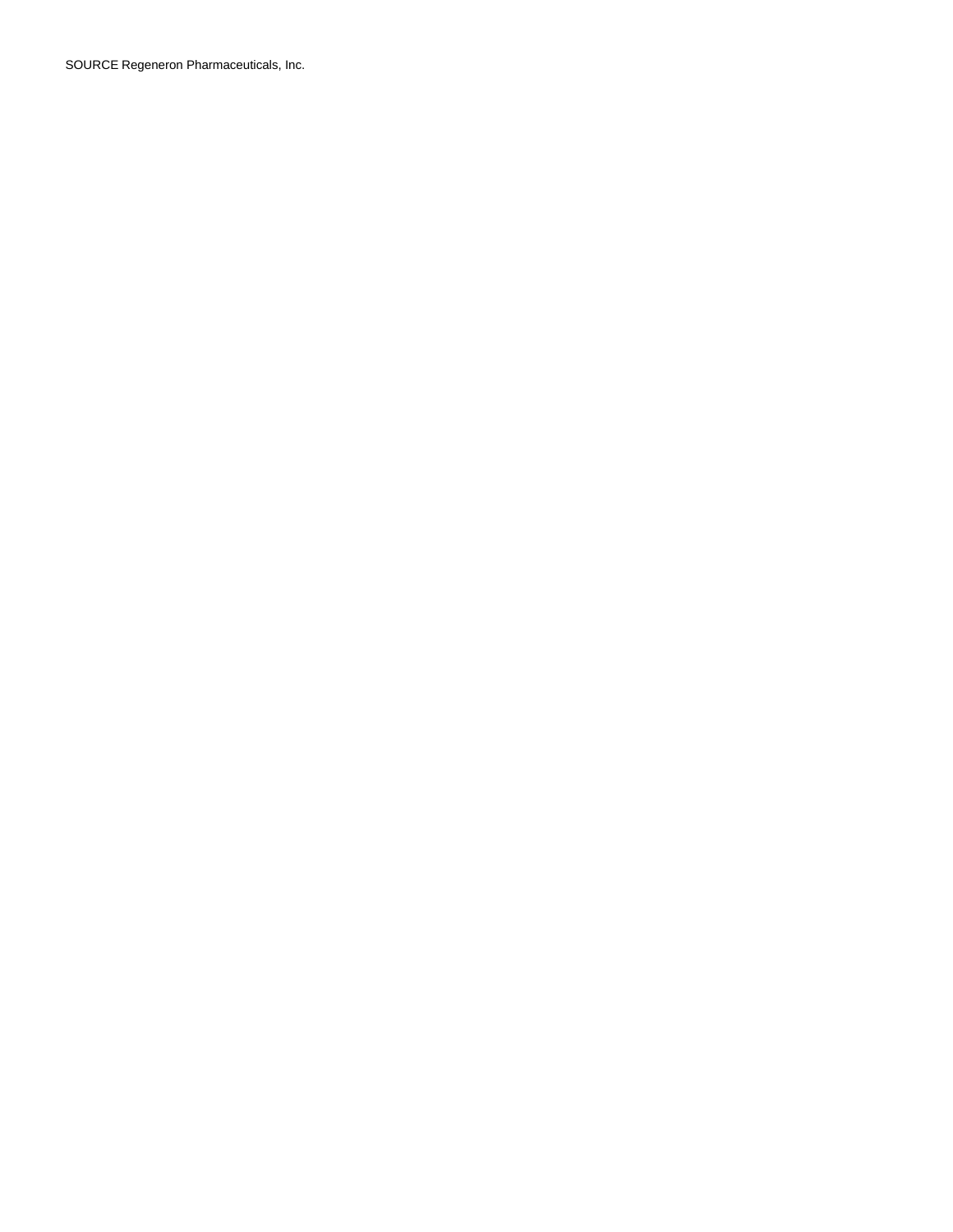SOURCE Regeneron Pharmaceuticals, Inc.